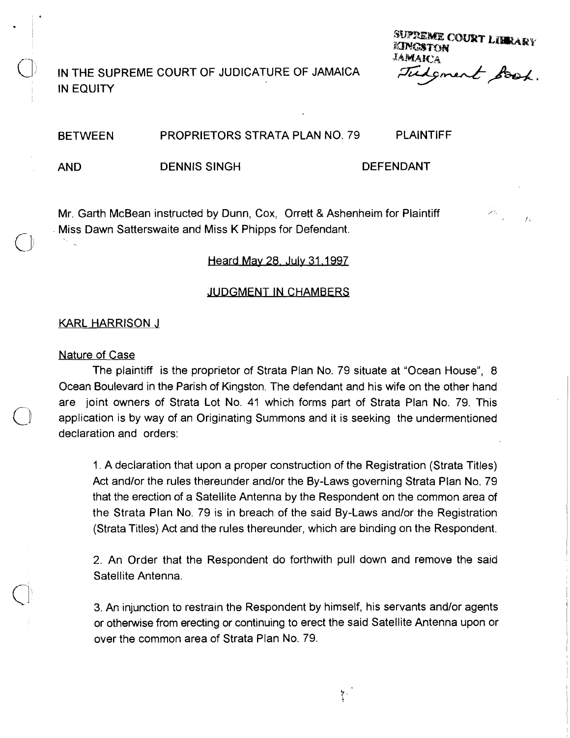SUPREME COURT LIBRARY
KINGSTON
JAMAICA
Judgment Book.

IN THE SUPREME COURT OF JUDICATURE OF JAMAICA
IN EQUITY

| | | |
|---|---|---|
| BETWEEN | PROPRIETORS STRATA PLAN NO. 79 | PLAINTIFF |
| AND | DENNIS SINGH | DEFENDANT |

Mr. Garth McBean instructed by Dunn, Cox, Orrett & Ashenheim for Plaintiff
Miss Dawn Satterswaite and Miss K Phipps for Defendant.

Heard May 28, July 31,1997

JUDGMENT IN CHAMBERS

KARL HARRISON J

Nature of Case

The plaintiff is the proprietor of Strata Plan No. 79 situate at "Ocean House", 8 Ocean Boulevard in the Parish of Kingston. The defendant and his wife on the other hand are joint owners of Strata Lot No. 41 which forms part of Strata Plan No. 79. This application is by way of an Originating Summons and it is seeking the undermentioned declaration and orders:

1. A declaration that upon a proper construction of the Registration (Strata Titles) Act and/or the rules thereunder and/or the By-Laws governing Strata Plan No. 79 that the erection of a Satellite Antenna by the Respondent on the common area of the Strata Plan No. 79 is in breach of the said By-Laws and/or the Registration (Strata Titles) Act and the rules thereunder, which are binding on the Respondent.

2. An Order that the Respondent do forthwith pull down and remove the said Satellite Antenna.

3. An injunction to restrain the Respondent by himself, his servants and/or agents or otherwise from erecting or continuing to erect the said Satellite Antenna upon or over the common area of Strata Plan No. 79.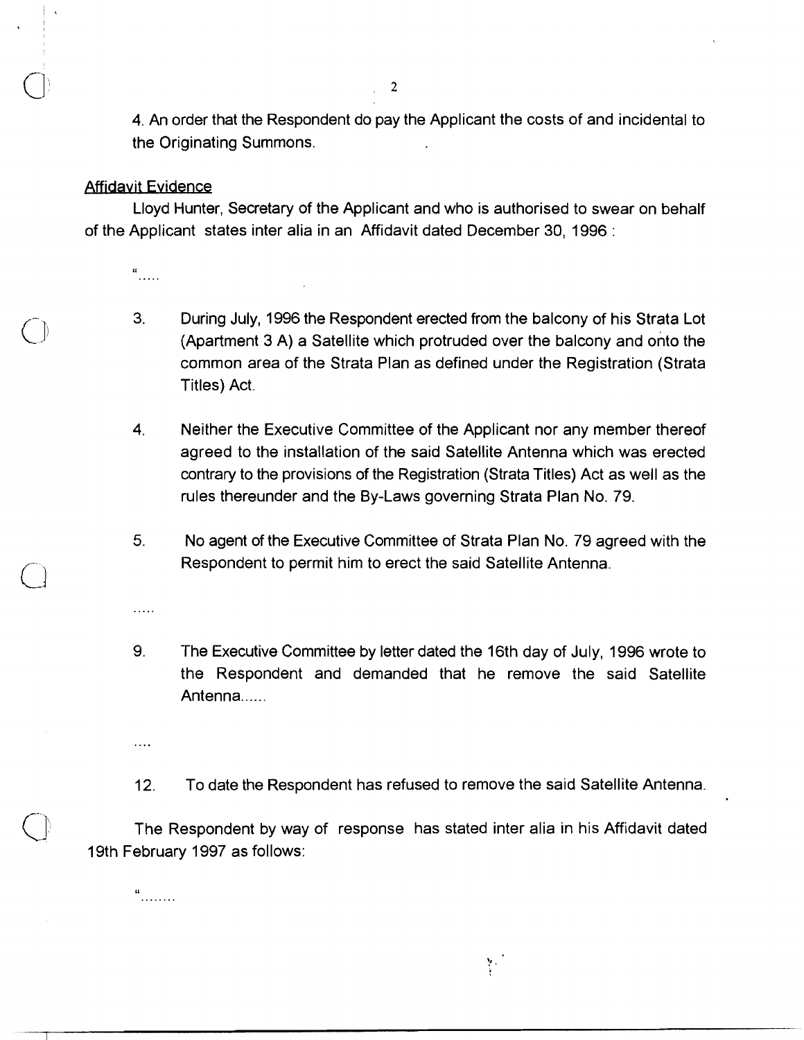4. An order that the Respondent do pay the Applicant the costs of and incidental to the Originating Summons.

## Affidavit Evidence

Lloyd Hunter, Secretary of the Applicant and who is authorised to swear on behalf of the Applicant states inter alia in an Affidavit dated December 30, 1996 :

".....

3. During July, 1996 the Respondent erected from the balcony of his Strata Lot (Apartment 3 A) a Satellite which protruded over the balcony and onto the common area of the Strata Plan as defined under the Registration (Strata Titles) Act.

4. Neither the Executive Committee of the Applicant nor any member thereof agreed to the installation of the said Satellite Antenna which was erected contrary to the provisions of the Registration (Strata Titles) Act as well as the rules thereunder and the By-Laws governing Strata Plan No. 79.

5. No agent of the Executive Committee of Strata Plan No. 79 agreed with the Respondent to permit him to erect the said Satellite Antenna.

.....

9. The Executive Committee by letter dated the 16th day of July, 1996 wrote to the Respondent and demanded that he remove the said Satellite Antenna......

....

12. To date the Respondent has refused to remove the said Satellite Antenna.

The Respondent by way of response has stated inter alia in his Affidavit dated 19th February 1997 as follows:

"........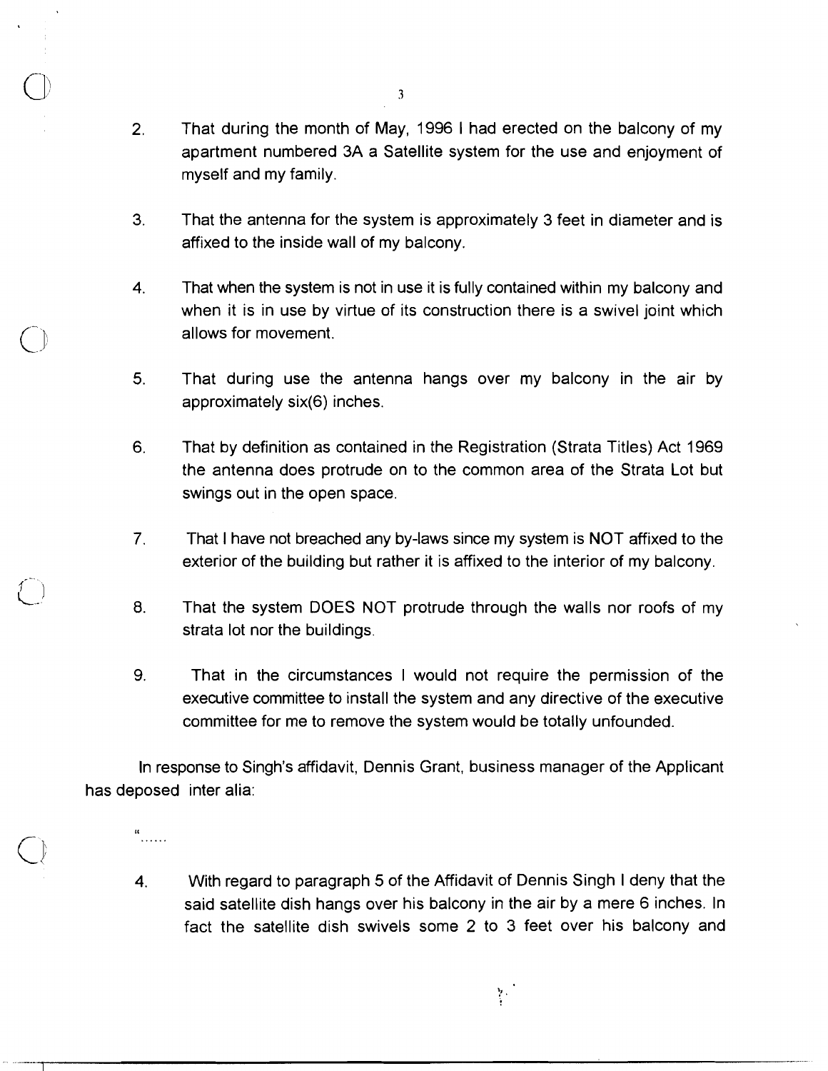2. That during the month of May, 1996 I had erected on the balcony of my apartment numbered 3A a Satellite system for the use and enjoyment of myself and my family.

3. That the antenna for the system is approximately 3 feet in diameter and is affixed to the inside wall of my balcony.

4. That when the system is not in use it is fully contained within my balcony and when it is in use by virtue of its construction there is a swivel joint which allows for movement.

5. That during use the antenna hangs over my balcony in the air by approximately six(6) inches.

6. That by definition as contained in the Registration (Strata Titles) Act 1969 the antenna does protrude on to the common area of the Strata Lot but swings out in the open space.

7. That I have not breached any by-laws since my system is NOT affixed to the exterior of the building but rather it is affixed to the interior of my balcony.

8. That the system DOES NOT protrude through the walls nor roofs of my strata lot nor the buildings.

9. That in the circumstances I would not require the permission of the executive committee to install the system and any directive of the executive committee for me to remove the system would be totally unfounded.

In response to Singh's affidavit, Dennis Grant, business manager of the Applicant has deposed inter alia:

"......

4. With regard to paragraph 5 of the Affidavit of Dennis Singh I deny that the said satellite dish hangs over his balcony in the air by a mere 6 inches. In fact the satellite dish swivels some 2 to 3 feet over his balcony and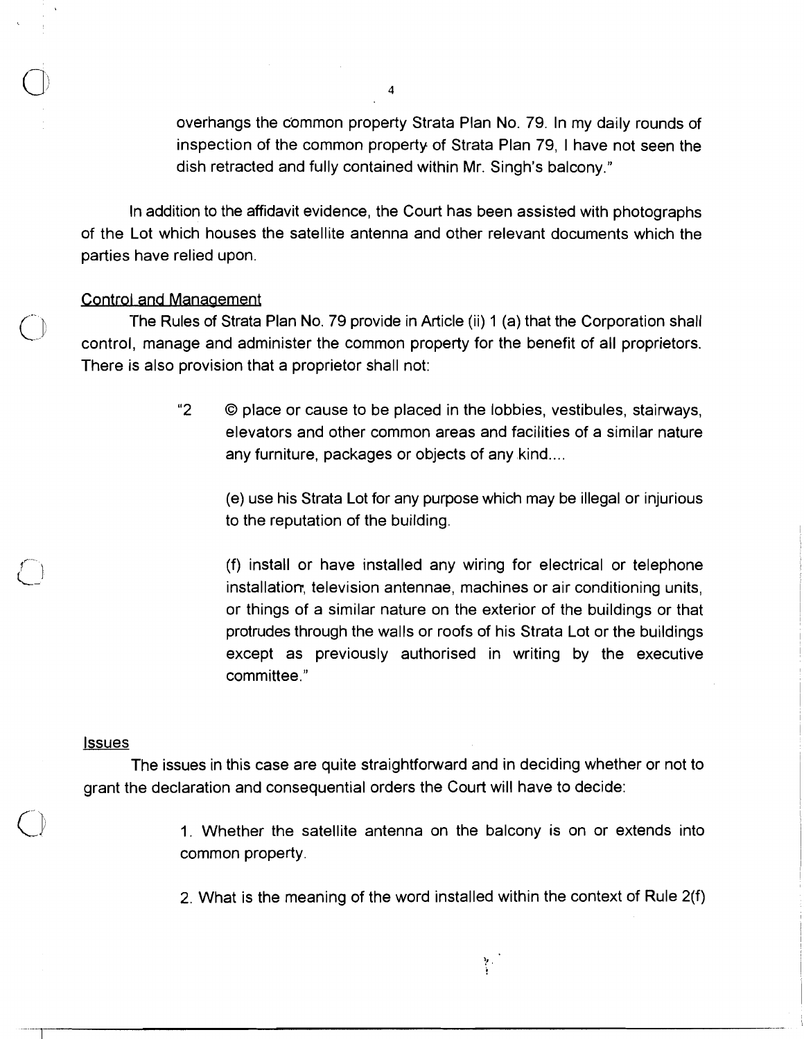overhangs the common property Strata Plan No. 79. In my daily rounds of inspection of the common property of Strata Plan 79, I have not seen the dish retracted and fully contained within Mr. Singh's balcony."

In addition to the affidavit evidence, the Court has been assisted with photographs of the Lot which houses the satellite antenna and other relevant documents which the parties have relied upon.

## Control and Management

The Rules of Strata Plan No. 79 provide in Article (ii) 1 (a) that the Corporation shall control, manage and administer the common property for the benefit of all proprietors. There is also provision that a proprietor shall not:

> "2 © place or cause to be placed in the lobbies, vestibules, stairways, elevators and other common areas and facilities of a similar nature any furniture, packages or objects of any kind....
>
> (e) use his Strata Lot for any purpose which may be illegal or injurious to the reputation of the building.
>
> (f) install or have installed any wiring for electrical or telephone installation, television antennae, machines or air conditioning units, or things of a similar nature on the exterior of the buildings or that protrudes through the walls or roofs of his Strata Lot or the buildings except as previously authorised in writing by the executive committee."

## Issues

The issues in this case are quite straightforward and in deciding whether or not to grant the declaration and consequential orders the Court will have to decide:

1. Whether the satellite antenna on the balcony is on or extends into common property.

2. What is the meaning of the word installed within the context of Rule 2(f)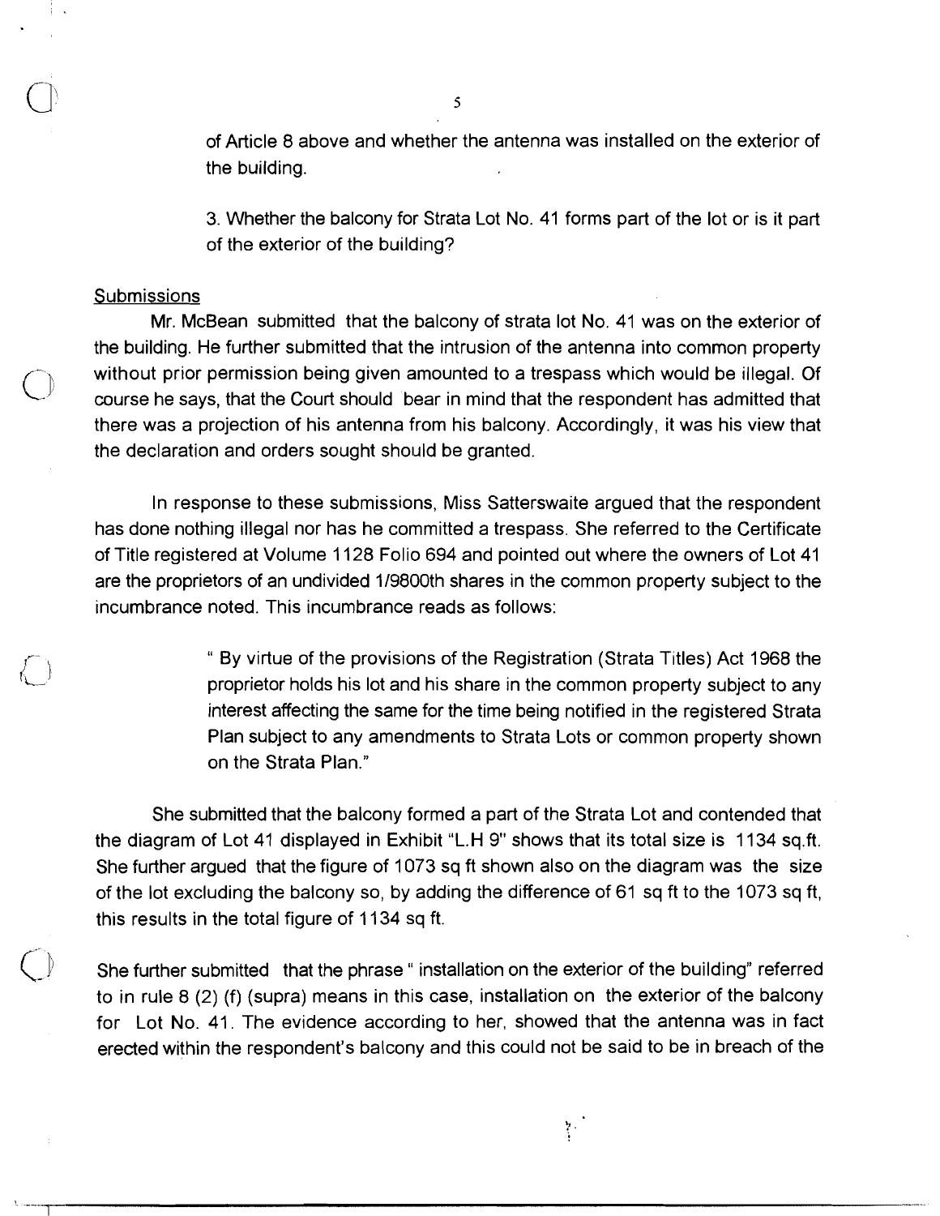of Article 8 above and whether the antenna was installed on the exterior of the building.

3. Whether the balcony for Strata Lot No. 41 forms part of the lot or is it part of the exterior of the building?

Submissions

Mr. McBean submitted that the balcony of strata lot No. 41 was on the exterior of the building. He further submitted that the intrusion of the antenna into common property without prior permission being given amounted to a trespass which would be illegal. Of course he says, that the Court should bear in mind that the respondent has admitted that there was a projection of his antenna from his balcony. Accordingly, it was his view that the declaration and orders sought should be granted.

In response to these submissions, Miss Satterswaite argued that the respondent has done nothing illegal nor has he committed a trespass. She referred to the Certificate of Title registered at Volume 1128 Folio 694 and pointed out where the owners of Lot 41 are the proprietors of an undivided 1/9800th shares in the common property subject to the incumbrance noted. This incumbrance reads as follows:

> " By virtue of the provisions of the Registration (Strata Titles) Act 1968 the proprietor holds his lot and his share in the common property subject to any interest affecting the same for the time being notified in the registered Strata Plan subject to any amendments to Strata Lots or common property shown on the Strata Plan."

She submitted that the balcony formed a part of the Strata Lot and contended that the diagram of Lot 41 displayed in Exhibit "L.H 9" shows that its total size is 1134 sq.ft. She further argued that the figure of 1073 sq ft shown also on the diagram was the size of the lot excluding the balcony so, by adding the difference of 61 sq ft to the 1073 sq ft, this results in the total figure of 1134 sq ft.

She further submitted that the phrase " installation on the exterior of the building" referred to in rule 8 (2) (f) (supra) means in this case, installation on the exterior of the balcony for Lot No. 41. The evidence according to her, showed that the antenna was in fact erected within the respondent's balcony and this could not be said to be in breach of the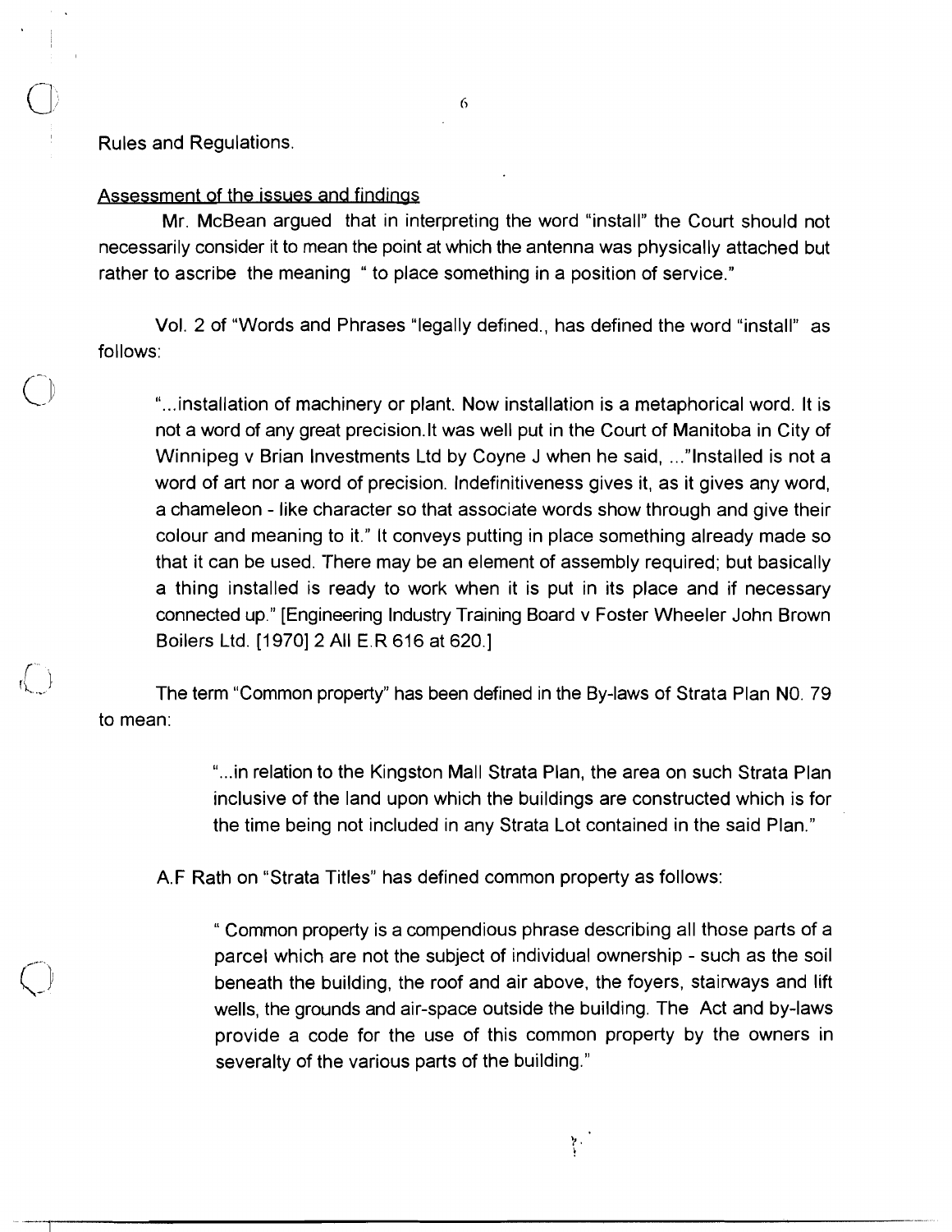Rules and Regulations.

## Assessment of the issues and findings

Mr. McBean argued that in interpreting the word "install" the Court should not necessarily consider it to mean the point at which the antenna was physically attached but rather to ascribe the meaning " to place something in a position of service."

Vol. 2 of "Words and Phrases "legally defined., has defined the word "install" as follows:

> "...installation of machinery or plant. Now installation is a metaphorical word. It is not a word of any great precision.It was well put in the Court of Manitoba in City of Winnipeg v Brian Investments Ltd by Coyne J when he said, ..."Installed is not a word of art nor a word of precision. Indefinitiveness gives it, as it gives any word, a chameleon - like character so that associate words show through and give their colour and meaning to it." It conveys putting in place something already made so that it can be used. There may be an element of assembly required; but basically a thing installed is ready to work when it is put in its place and if necessary connected up." [Engineering Industry Training Board v Foster Wheeler John Brown Boilers Ltd. [1970] 2 All E.R 616 at 620.]

The term "Common property" has been defined in the By-laws of Strata Plan NO. 79 to mean:

> "...in relation to the Kingston Mall Strata Plan, the area on such Strata Plan inclusive of the land upon which the buildings are constructed which is for the time being not included in any Strata Lot contained in the said Plan."

A.F Rath on "Strata Titles" has defined common property as follows:

> " Common property is a compendious phrase describing all those parts of a parcel which are not the subject of individual ownership - such as the soil beneath the building, the roof and air above, the foyers, stairways and lift wells, the grounds and air-space outside the building. The Act and by-laws provide a code for the use of this common property by the owners in severalty of the various parts of the building."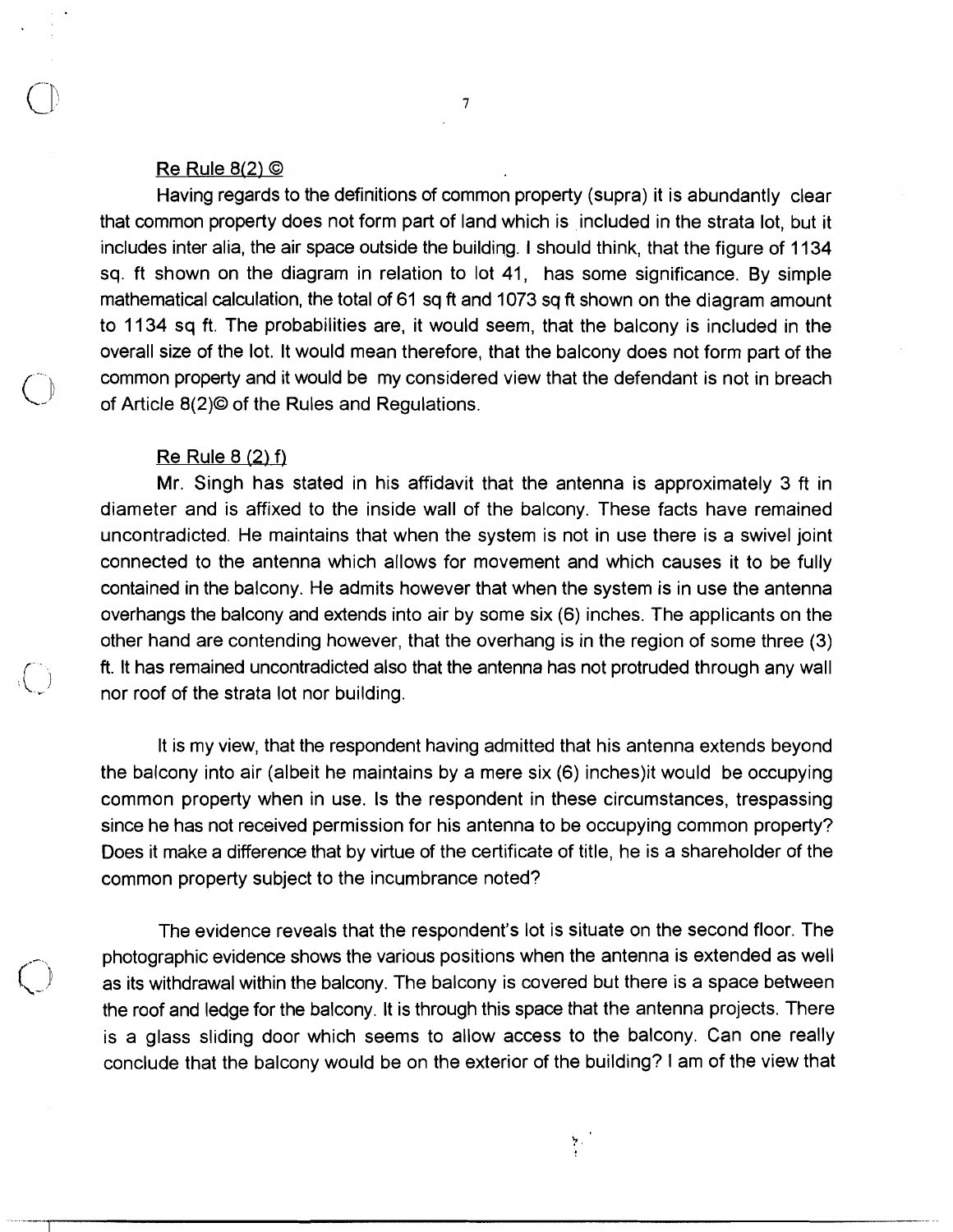Re Rule 8(2) ©

Having regards to the definitions of common property (supra) it is abundantly clear that common property does not form part of land which is included in the strata lot, but it includes inter alia, the air space outside the building. I should think, that the figure of 1134 sq. ft shown on the diagram in relation to lot 41, has some significance. By simple mathematical calculation, the total of 61 sq ft and 1073 sq ft shown on the diagram amount to 1134 sq ft. The probabilities are, it would seem, that the balcony is included in the overall size of the lot. It would mean therefore, that the balcony does not form part of the common property and it would be my considered view that the defendant is not in breach of Article 8(2)© of the Rules and Regulations.

Re Rule 8 (2) f)

Mr. Singh has stated in his affidavit that the antenna is approximately 3 ft in diameter and is affixed to the inside wall of the balcony. These facts have remained uncontradicted. He maintains that when the system is not in use there is a swivel joint connected to the antenna which allows for movement and which causes it to be fully contained in the balcony. He admits however that when the system is in use the antenna overhangs the balcony and extends into air by some six (6) inches. The applicants on the other hand are contending however, that the overhang is in the region of some three (3) ft. It has remained uncontradicted also that the antenna has not protruded through any wall nor roof of the strata lot nor building.

It is my view, that the respondent having admitted that his antenna extends beyond the balcony into air (albeit he maintains by a mere six (6) inches)it would be occupying common property when in use. Is the respondent in these circumstances, trespassing since he has not received permission for his antenna to be occupying common property? Does it make a difference that by virtue of the certificate of title, he is a shareholder of the common property subject to the incumbrance noted?

The evidence reveals that the respondent's lot is situate on the second floor. The photographic evidence shows the various positions when the antenna is extended as well as its withdrawal within the balcony. The balcony is covered but there is a space between the roof and ledge for the balcony. It is through this space that the antenna projects. There is a glass sliding door which seems to allow access to the balcony. Can one really conclude that the balcony would be on the exterior of the building? I am of the view that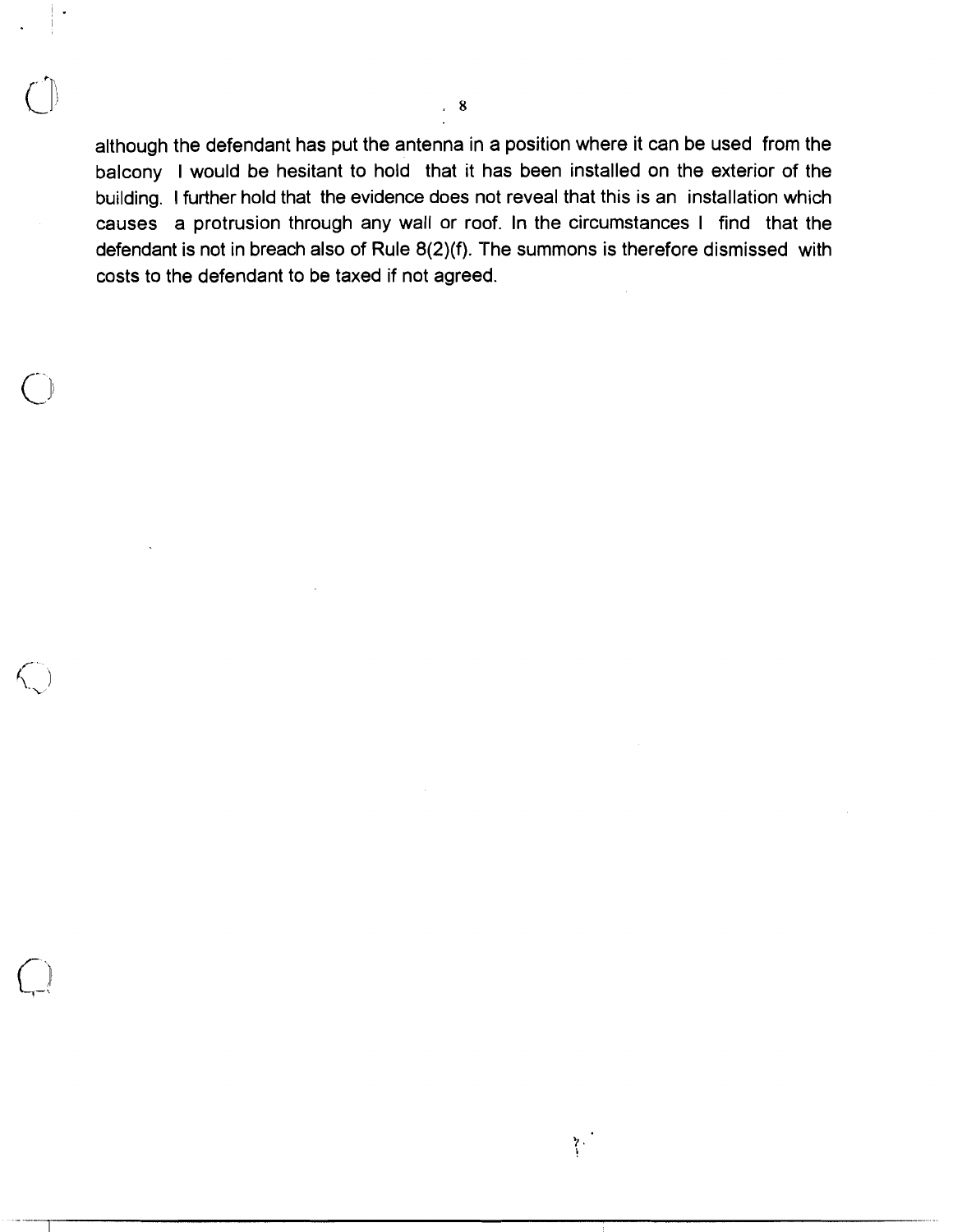although the defendant has put the antenna in a position where it can be used from the balcony I would be hesitant to hold that it has been installed on the exterior of the building. I further hold that the evidence does not reveal that this is an installation which causes a protrusion through any wall or roof. In the circumstances I find that the defendant is not in breach also of Rule 8(2)(f). The summons is therefore dismissed with costs to the defendant to be taxed if not agreed.